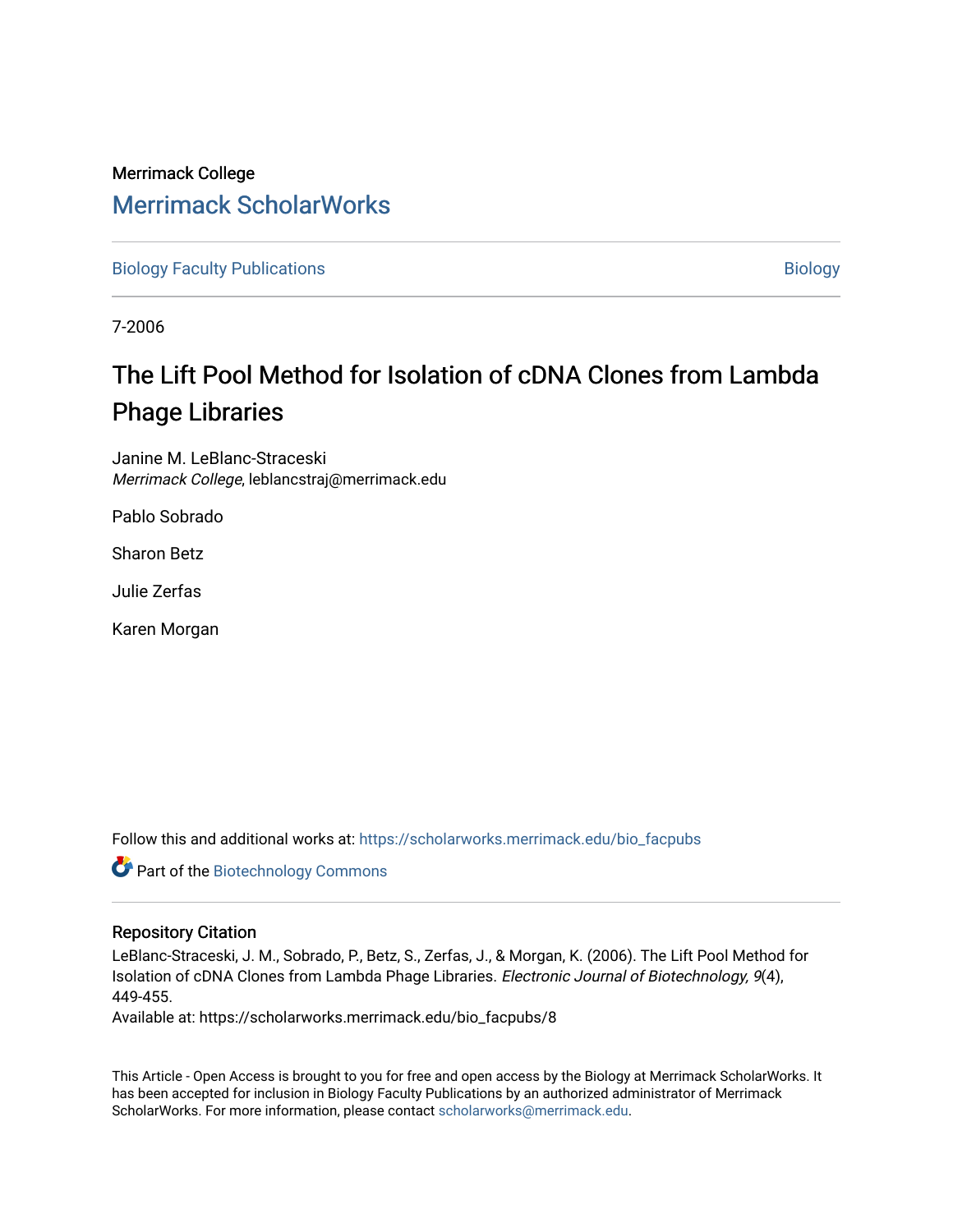Merrimack College

# Merrimack ScholarWorks

Biology Faculty Publications | Biology

7-2006

## The Lift Pool Method for Isolation of cDNA Clones from Lambda Phage Libraries

Janine M. LeBlanc-Straceski
*Merrimack College*, leblancstraj@merrimack.edu

Pablo Sobrado

Sharon Betz

Julie Zerfas

Karen Morgan

Follow this and additional works at: https://scholarworks.merrimack.edu/bio_facpubs

Part of the Biotechnology Commons

### Repository Citation

LeBlanc-Straceski, J. M., Sobrado, P., Betz, S., Zerfas, J., & Morgan, K. (2006). The Lift Pool Method for Isolation of cDNA Clones from Lambda Phage Libraries. *Electronic Journal of Biotechnology, 9*(4), 449-455.

Available at: https://scholarworks.merrimack.edu/bio_facpubs/8

This Article - Open Access is brought to you for free and open access by the Biology at Merrimack ScholarWorks. It has been accepted for inclusion in Biology Faculty Publications by an authorized administrator of Merrimack ScholarWorks. For more information, please contact scholarworks@merrimack.edu.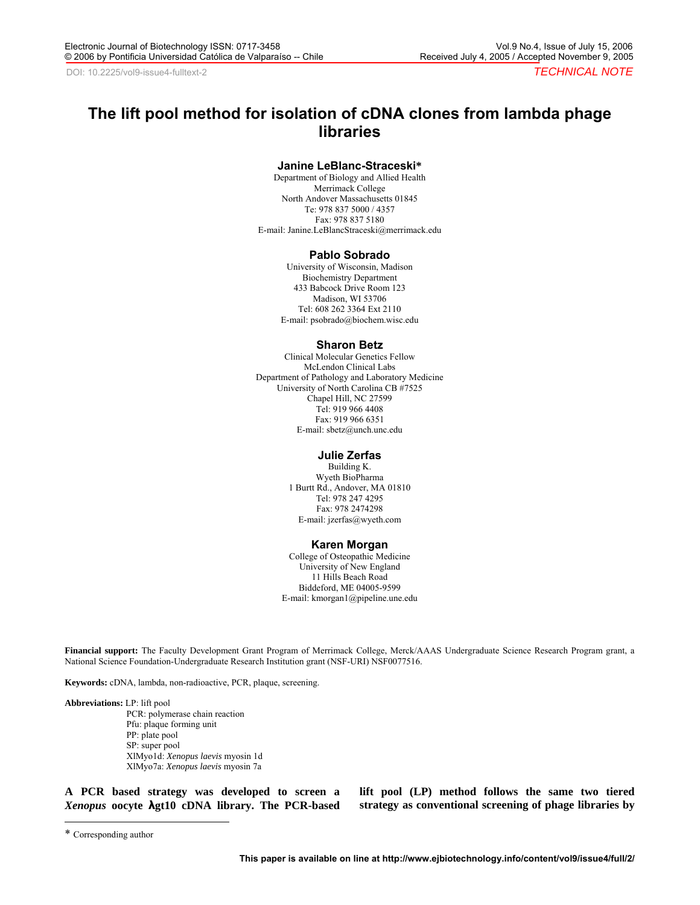# The lift pool method for isolation of cDNA clones from lambda phage libraries

### Janine LeBlanc-Straceski*

Department of Biology and Allied Health
Merrimack College
North Andover Massachusetts 01845
Te: 978 837 5000 / 4357
Fax: 978 837 5180
E-mail: Janine.LeBlancStraceski@merrimack.edu

### Pablo Sobrado

University of Wisconsin, Madison
Biochemistry Department
433 Babcock Drive Room 123
Madison, WI 53706
Tel: 608 262 3364 Ext 2110
E-mail: psobrado@biochem.wisc.edu

### Sharon Betz

Clinical Molecular Genetics Fellow
McLendon Clinical Labs
Department of Pathology and Laboratory Medicine
University of North Carolina CB #7525
Chapel Hill, NC 27599
Tel: 919 966 4408
Fax: 919 966 6351
E-mail: sbetz@unch.unc.edu

### Julie Zerfas

Building K.
Wyeth BioPharma
1 Burtt Rd., Andover, MA 01810
Tel: 978 247 4295
Fax: 978 2474298
E-mail: jzerfas@wyeth.com

### Karen Morgan

College of Osteopathic Medicine
University of New England
11 Hills Beach Road
Biddeford, ME 04005-9599
E-mail: kmorgan1@pipeline.une.edu

**Financial support:** The Faculty Development Grant Program of Merrimack College, Merck/AAAS Undergraduate Science Research Program grant, a National Science Foundation-Undergraduate Research Institution grant (NSF-URI) NSF0077516.

**Keywords:** cDNA, lambda, non-radioactive, PCR, plaque, screening.

**Abbreviations:**
LP: lift pool
PCR: polymerase chain reaction
Pfu: plaque forming unit
PP: plate pool
SP: super pool
XlMyo1d: *Xenopus laevis* myosin 1d
XlMyo7a: *Xenopus laevis* myosin 7a

**A PCR based strategy was developed to screen a *Xenopus* oocyte λgt10 cDNA library. The PCR-based lift pool (LP) method follows the same two tiered strategy as conventional screening of phage libraries by**

\* Corresponding author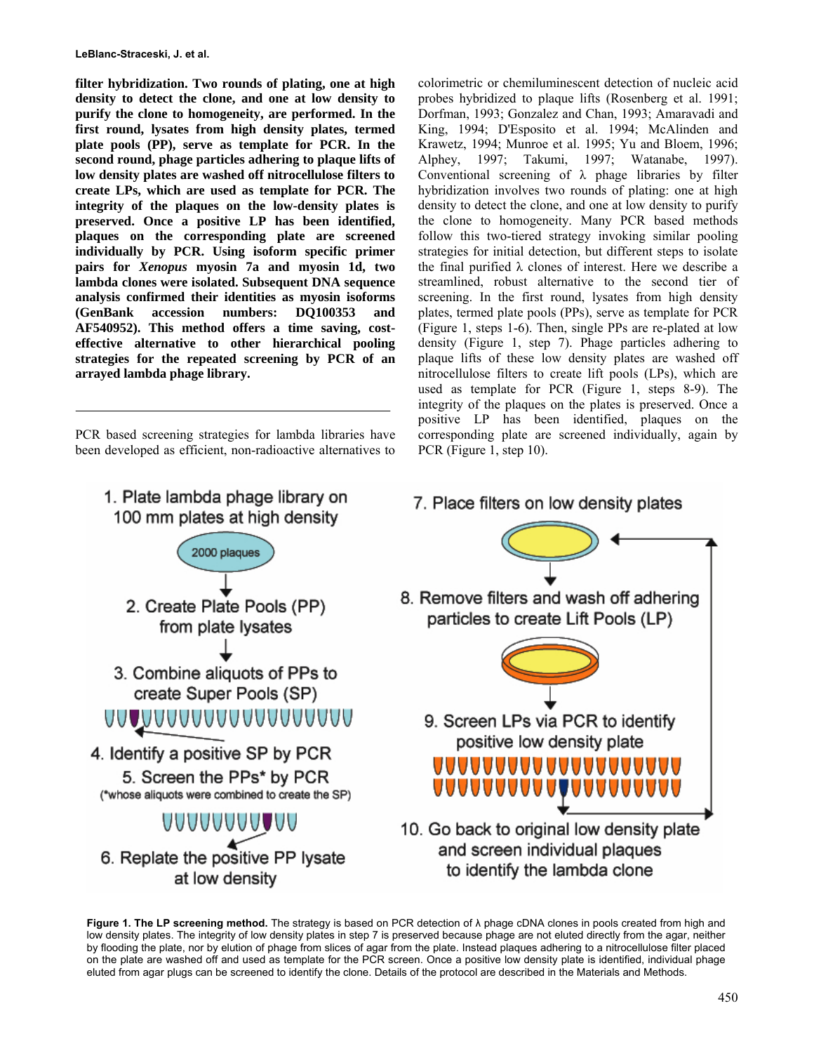**filter hybridization. Two rounds of plating, one at high density to detect the clone, and one at low density to purify the clone to homogeneity, are performed. In the first round, lysates from high density plates, termed plate pools (PP), serve as template for PCR. In the second round, phage particles adhering to plaque lifts of low density plates are washed off nitrocellulose filters to create LPs, which are used as template for PCR. The integrity of the plaques on the low-density plates is preserved. Once a positive LP has been identified, plaques on the corresponding plate are screened individually by PCR. Using isoform specific primer pairs for *Xenopus* myosin 7a and myosin 1d, two lambda clones were isolated. Subsequent DNA sequence analysis confirmed their identities as myosin isoforms (GenBank accession numbers: DQ100353 and AF540952). This method offers a time saving, cost-effective alternative to other hierarchical pooling strategies for the repeated screening by PCR of an arrayed lambda phage library.**

---

PCR based screening strategies for lambda libraries have been developed as efficient, non-radioactive alternatives to colorimetric or chemiluminescent detection of nucleic acid probes hybridized to plaque lifts (Rosenberg et al. 1991; Dorfman, 1993; Gonzalez and Chan, 1993; Amaravadi and King, 1994; D'Esposito et al. 1994; McAlinden and Krawetz, 1994; Munroe et al. 1995; Yu and Bloem, 1996; Alphey, 1997; Takumi, 1997; Watanabe, 1997). Conventional screening of λ phage libraries by filter hybridization involves two rounds of plating: one at high density to detect the clone, and one at low density to purify the clone to homogeneity. Many PCR based methods follow this two-tiered strategy invoking similar pooling strategies for initial detection, but different steps to isolate the final purified λ clones of interest. Here we describe a streamlined, robust alternative to the second tier of screening. In the first round, lysates from high density plates, termed plate pools (PPs), serve as template for PCR (Figure 1, steps 1-6). Then, single PPs are re-plated at low density (Figure 1, step 7). Phage particles adhering to plaque lifts of these low density plates are washed off nitrocellulose filters to create lift pools (LPs), which are used as template for PCR (Figure 1, steps 8-9). The integrity of the plaques on the plates is preserved. Once a positive LP has been identified, plaques on the corresponding plate are screened individually, again by PCR (Figure 1, step 10).

1. Plate lambda phage library on 100 mm plates at high density (2000 plaques)
2. Create Plate Pools (PP) from plate lysates
3. Combine aliquots of PPs to create Super Pools (SP)
4. Identify a positive SP by PCR
5. Screen the PPs* by PCR (*whose aliquots were combined to create the SP)
6. Replate the positive PP lysate at low density
7. Place filters on low density plates
8. Remove filters and wash off adhering particles to create Lift Pools (LP)
9. Screen LPs via PCR to identify positive low density plate
10. Go back to original low density plate and screen individual plaques to identify the lambda clone

**Figure 1. The LP screening method.** The strategy is based on PCR detection of λ phage cDNA clones in pools created from high and low density plates. The integrity of low density plates in step 7 is preserved because phage are not eluted directly from the agar, neither by flooding the plate, nor by elution of phage from slices of agar from the plate. Instead plaques adhering to a nitrocellulose filter placed on the plate are washed off and used as template for the PCR screen. Once a positive low density plate is identified, individual phage eluted from agar plugs can be screened to identify the clone. Details of the protocol are described in the Materials and Methods.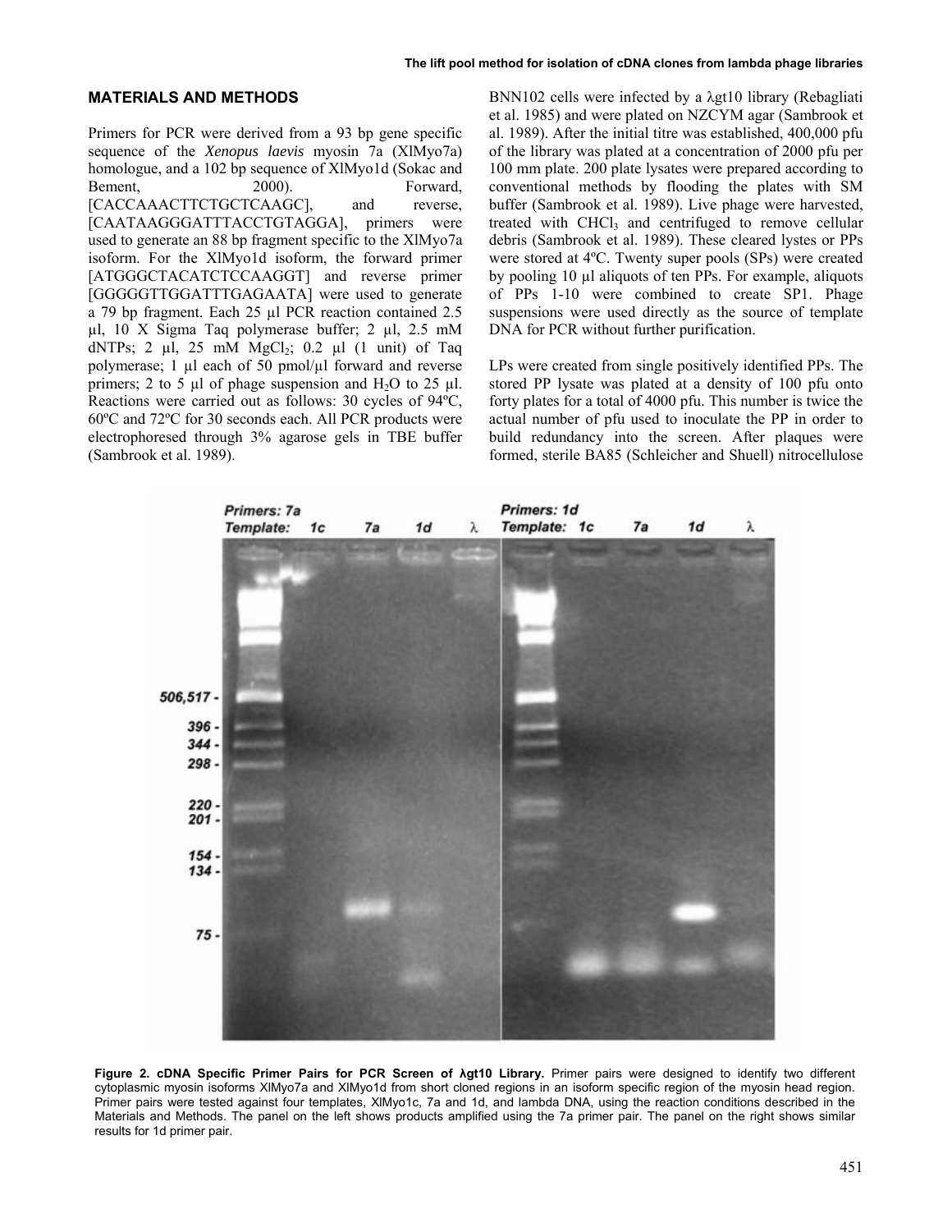## MATERIALS AND METHODS

Primers for PCR were derived from a 93 bp gene specific sequence of the *Xenopus laevis* myosin 7a (XlMyo7a) homologue, and a 102 bp sequence of XlMyo1d (Sokac and Bement, 2000). Forward, [CACCAAACTTCTGCTCAAGC], and reverse, [CAATAAGGGATTTACCTGTAGGA], primers were used to generate an 88 bp fragment specific to the XlMyo7a isoform. For the XlMyo1d isoform, the forward primer [ATGGGCTACATCTCCAAGGT] and reverse primer [GGGGGTTGGATTTGAGAATA] were used to generate a 79 bp fragment. Each 25 µl PCR reaction contained 2.5 µl, 10 X Sigma Taq polymerase buffer; 2 µl, 2.5 mM dNTPs; 2 µl, 25 mM $MgCl_2$; 0.2 µl (1 unit) of Taq polymerase; 1 µl each of 50 pmol/µl forward and reverse primers; 2 to 5 µl of phage suspension and $H_2O$ to 25 µl. Reactions were carried out as follows: 30 cycles of 94ºC, 60ºC and 72ºC for 30 seconds each. All PCR products were electrophoresed through 3% agarose gels in TBE buffer (Sambrook et al. 1989).

BNN102 cells were infected by a λgt10 library (Rebagliati et al. 1985) and were plated on NZCYM agar (Sambrook et al. 1989). After the initial titre was established, 400,000 pfu of the library was plated at a concentration of 2000 pfu per 100 mm plate. 200 plate lysates were prepared according to conventional methods by flooding the plates with SM buffer (Sambrook et al. 1989). Live phage were harvested, treated with $CHCl_3$ and centrifuged to remove cellular debris (Sambrook et al. 1989). These cleared lystes or PPs were stored at 4ºC. Twenty super pools (SPs) were created by pooling 10 µl aliquots of ten PPs. For example, aliquots of PPs 1-10 were combined to create SP1. Phage suspensions were used directly as the source of template DNA for PCR without further purification.

LPs were created from single positively identified PPs. The stored PP lysate was plated at a density of 100 pfu onto forty plates for a total of 4000 pfu. This number is twice the actual number of pfu used to inoculate the PP in order to build redundancy into the screen. After plaques were formed, sterile BA85 (Schleicher and Shuell) nitrocellulose

**Figure 2. cDNA Specific Primer Pairs for PCR Screen of λgt10 Library.** Primer pairs were designed to identify two different cytoplasmic myosin isoforms XlMyo7a and XlMyo1d from short cloned regions in an isoform specific region of the myosin head region. Primer pairs were tested against four templates, XlMyo1c, 7a and 1d, and lambda DNA, using the reaction conditions described in the Materials and Methods. The panel on the left shows products amplified using the 7a primer pair. The panel on the right shows similar results for 1d primer pair.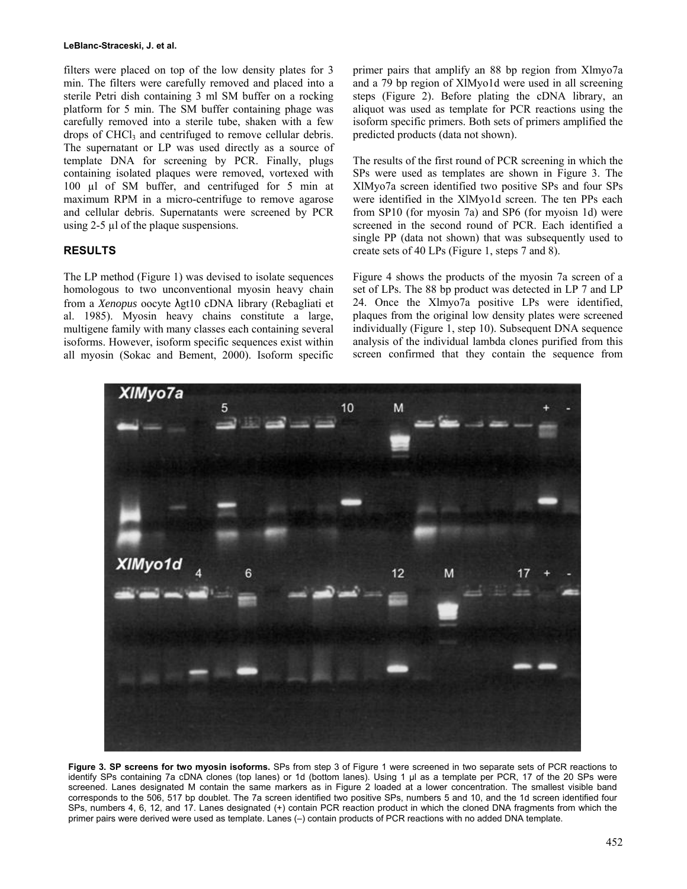filters were placed on top of the low density plates for 3 min. The filters were carefully removed and placed into a sterile Petri dish containing 3 ml SM buffer on a rocking platform for 5 min. The SM buffer containing phage was carefully removed into a sterile tube, shaken with a few drops of $CHCl_3$ and centrifuged to remove cellular debris. The supernatant or LP was used directly as a source of template DNA for screening by PCR. Finally, plugs containing isolated plaques were removed, vortexed with 100 µl of SM buffer, and centrifuged for 5 min at maximum RPM in a micro-centrifuge to remove agarose and cellular debris. Supernatants were screened by PCR using 2-5 µl of the plaque suspensions.

## RESULTS

The LP method (Figure 1) was devised to isolate sequences homologous to two unconventional myosin heavy chain from a *Xenopus* oocyte λgt10 cDNA library (Rebagliati et al. 1985). Myosin heavy chains constitute a large, multigene family with many classes each containing several isoforms. However, isoform specific sequences exist within all myosin (Sokac and Bement, 2000). Isoform specific primer pairs that amplify an 88 bp region from Xlmyo7a and a 79 bp region of XlMyo1d were used in all screening steps (Figure 2). Before plating the cDNA library, an aliquot was used as template for PCR reactions using the isoform specific primers. Both sets of primers amplified the predicted products (data not shown).

The results of the first round of PCR screening in which the SPs were used as templates are shown in Figure 3. The XlMyo7a screen identified two positive SPs and four SPs were identified in the XlMyo1d screen. The ten PPs each from SP10 (for myosin 7a) and SP6 (for myoisn 1d) were screened in the second round of PCR. Each identified a single PP (data not shown) that was subsequently used to create sets of 40 LPs (Figure 1, steps 7 and 8).

Figure 4 shows the products of the myosin 7a screen of a set of LPs. The 88 bp product was detected in LP 7 and LP 24. Once the Xlmyo7a positive LPs were identified, plaques from the original low density plates were screened individually (Figure 1, step 10). Subsequent DNA sequence analysis of the individual lambda clones purified from this screen confirmed that they contain the sequence from

**Figure 3. SP screens for two myosin isoforms.** SPs from step 3 of Figure 1 were screened in two separate sets of PCR reactions to identify SPs containing 7a cDNA clones (top lanes) or 1d (bottom lanes). Using 1 µl as a template per PCR, 17 of the 20 SPs were screened. Lanes designated M contain the same markers as in Figure 2 loaded at a lower concentration. The smallest visible band corresponds to the 506, 517 bp doublet. The 7a screen identified two positive SPs, numbers 5 and 10, and the 1d screen identified four SPs, numbers 4, 6, 12, and 17. Lanes designated (+) contain PCR reaction product in which the cloned DNA fragments from which the primer pairs were derived were used as template. Lanes (–) contain products of PCR reactions with no added DNA template.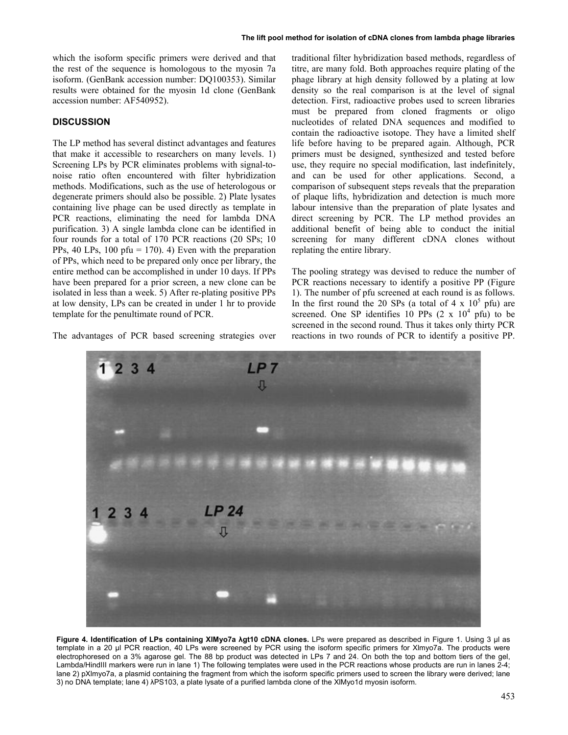which the isoform specific primers were derived and that the rest of the sequence is homologous to the myosin 7a isoform. (GenBank accession number: DQ100353). Similar results were obtained for the myosin 1d clone (GenBank accession number: AF540952).

## DISCUSSION

The LP method has several distinct advantages and features that make it accessible to researchers on many levels. 1) Screening LPs by PCR eliminates problems with signal-to-noise ratio often encountered with filter hybridization methods. Modifications, such as the use of heterologous or degenerate primers should also be possible. 2) Plate lysates containing live phage can be used directly as template in PCR reactions, eliminating the need for lambda DNA purification. 3) A single lambda clone can be identified in four rounds for a total of 170 PCR reactions (20 SPs; 10 PPs, 40 LPs, 100 pfu = 170). 4) Even with the preparation of PPs, which need to be prepared only once per library, the entire method can be accomplished in under 10 days. If PPs have been prepared for a prior screen, a new clone can be isolated in less than a week. 5) After re-plating positive PPs at low density, LPs can be created in under 1 hr to provide template for the penultimate round of PCR.

The advantages of PCR based screening strategies over traditional filter hybridization based methods, regardless of titre, are many fold. Both approaches require plating of the phage library at high density followed by a plating at low density so the real comparison is at the level of signal detection. First, radioactive probes used to screen libraries must be prepared from cloned fragments or oligo nucleotides of related DNA sequences and modified to contain the radioactive isotope. They have a limited shelf life before having to be prepared again. Although, PCR primers must be designed, synthesized and tested before use, they require no special modification, last indefinitely, and can be used for other applications. Second, a comparison of subsequent steps reveals that the preparation of plaque lifts, hybridization and detection is much more labour intensive than the preparation of plate lysates and direct screening by PCR. The LP method provides an additional benefit of being able to conduct the initial screening for many different cDNA clones without replating the entire library.

The pooling strategy was devised to reduce the number of PCR reactions necessary to identify a positive PP (Figure 1). The number of pfu screened at each round is as follows. In the first round the 20 SPs (a total of $4 \times 10^5$ pfu) are screened. One SP identifies 10 PPs ($2 \times 10^4$ pfu) to be screened in the second round. Thus it takes only thirty PCR reactions in two rounds of PCR to identify a positive PP.

**Figure 4. Identification of LPs containing XlMyo7a λgt10 cDNA clones.** LPs were prepared as described in Figure 1. Using 3 µl as template in a 20 µl PCR reaction, 40 LPs were screened by PCR using the isoform specific primers for Xlmyo7a. The products were electrophoresed on a 3% agarose gel. The 88 bp product was detected in LPs 7 and 24. On both the top and bottom tiers of the gel, Lambda/HindIII markers were run in lane 1) The following templates were used in the PCR reactions whose products are run in lanes 2-4; lane 2) pXlmyo7a, a plasmid containing the fragment from which the isoform specific primers used to screen the library were derived; lane 3) no DNA template; lane 4) λPS103, a plate lysate of a purified lambda clone of the XlMyo1d myosin isoform.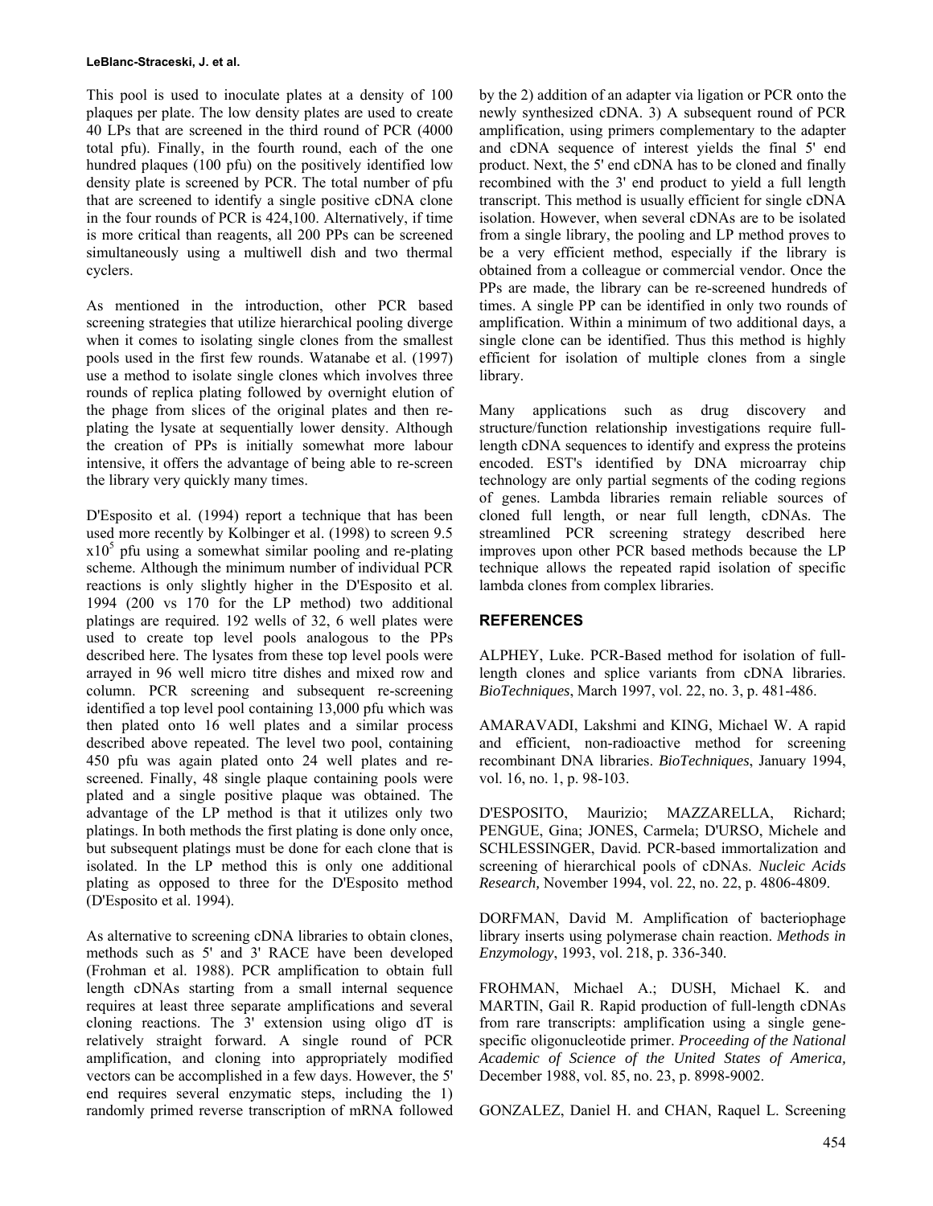This pool is used to inoculate plates at a density of 100 plaques per plate. The low density plates are used to create 40 LPs that are screened in the third round of PCR (4000 total pfu). Finally, in the fourth round, each of the one hundred plaques (100 pfu) on the positively identified low density plate is screened by PCR. The total number of pfu that are screened to identify a single positive cDNA clone in the four rounds of PCR is 424,100. Alternatively, if time is more critical than reagents, all 200 PPs can be screened simultaneously using a multiwell dish and two thermal cyclers.

As mentioned in the introduction, other PCR based screening strategies that utilize hierarchical pooling diverge when it comes to isolating single clones from the smallest pools used in the first few rounds. Watanabe et al. (1997) use a method to isolate single clones which involves three rounds of replica plating followed by overnight elution of the phage from slices of the original plates and then re-plating the lysate at sequentially lower density. Although the creation of PPs is initially somewhat more labour intensive, it offers the advantage of being able to re-screen the library very quickly many times.

D'Esposito et al. (1994) report a technique that has been used more recently by Kolbinger et al. (1998) to screen 9.5 $x10^5$ pfu using a somewhat similar pooling and re-plating scheme. Although the minimum number of individual PCR reactions is only slightly higher in the D'Esposito et al. 1994 (200 vs 170 for the LP method) two additional platings are required. 192 wells of 32, 6 well plates were used to create top level pools analogous to the PPs described here. The lysates from these top level pools were arrayed in 96 well micro titre dishes and mixed row and column. PCR screening and subsequent re-screening identified a top level pool containing 13,000 pfu which was then plated onto 16 well plates and a similar process described above repeated. The level two pool, containing 450 pfu was again plated onto 24 well plates and re-screened. Finally, 48 single plaque containing pools were plated and a single positive plaque was obtained. The advantage of the LP method is that it utilizes only two platings. In both methods the first plating is done only once, but subsequent platings must be done for each clone that is isolated. In the LP method this is only one additional plating as opposed to three for the D'Esposito method (D'Esposito et al. 1994).

As alternative to screening cDNA libraries to obtain clones, methods such as 5' and 3' RACE have been developed (Frohman et al. 1988). PCR amplification to obtain full length cDNAs starting from a small internal sequence requires at least three separate amplifications and several cloning reactions. The 3' extension using oligo dT is relatively straight forward. A single round of PCR amplification, and cloning into appropriately modified vectors can be accomplished in a few days. However, the 5' end requires several enzymatic steps, including the 1) randomly primed reverse transcription of mRNA followed by the 2) addition of an adapter via ligation or PCR onto the newly synthesized cDNA. 3) A subsequent round of PCR amplification, using primers complementary to the adapter and cDNA sequence of interest yields the final 5' end product. Next, the 5' end cDNA has to be cloned and finally recombined with the 3' end product to yield a full length transcript. This method is usually efficient for single cDNA isolation. However, when several cDNAs are to be isolated from a single library, the pooling and LP method proves to be a very efficient method, especially if the library is obtained from a colleague or commercial vendor. Once the PPs are made, the library can be re-screened hundreds of times. A single PP can be identified in only two rounds of amplification. Within a minimum of two additional days, a single clone can be identified. Thus this method is highly efficient for isolation of multiple clones from a single library.

Many applications such as drug discovery and structure/function relationship investigations require full-length cDNA sequences to identify and express the proteins encoded. EST's identified by DNA microarray chip technology are only partial segments of the coding regions of genes. Lambda libraries remain reliable sources of cloned full length, or near full length, cDNAs. The streamlined PCR screening strategy described here improves upon other PCR based methods because the LP technique allows the repeated rapid isolation of specific lambda clones from complex libraries.

## REFERENCES

ALPHEY, Luke. PCR-Based method for isolation of full-length clones and splice variants from cDNA libraries. *BioTechniques*, March 1997, vol. 22, no. 3, p. 481-486.

AMARAVADI, Lakshmi and KING, Michael W. A rapid and efficient, non-radioactive method for screening recombinant DNA libraries. *BioTechniques*, January 1994, vol. 16, no. 1, p. 98-103.

D'ESPOSITO, Maurizio; MAZZARELLA, Richard; PENGUE, Gina; JONES, Carmela; D'URSO, Michele and SCHLESSINGER, David. PCR-based immortalization and screening of hierarchical pools of cDNAs. *Nucleic Acids Research,* November 1994, vol. 22, no. 22, p. 4806-4809.

DORFMAN, David M. Amplification of bacteriophage library inserts using polymerase chain reaction. *Methods in Enzymology*, 1993, vol. 218, p. 336-340.

FROHMAN, Michael A.; DUSH, Michael K. and MARTIN, Gail R. Rapid production of full-length cDNAs from rare transcripts: amplification using a single gene-specific oligonucleotide primer. *Proceeding of the National Academic of Science of the United States of America,* December 1988, vol. 85, no. 23, p. 8998-9002.

GONZALEZ, Daniel H. and CHAN, Raquel L. Screening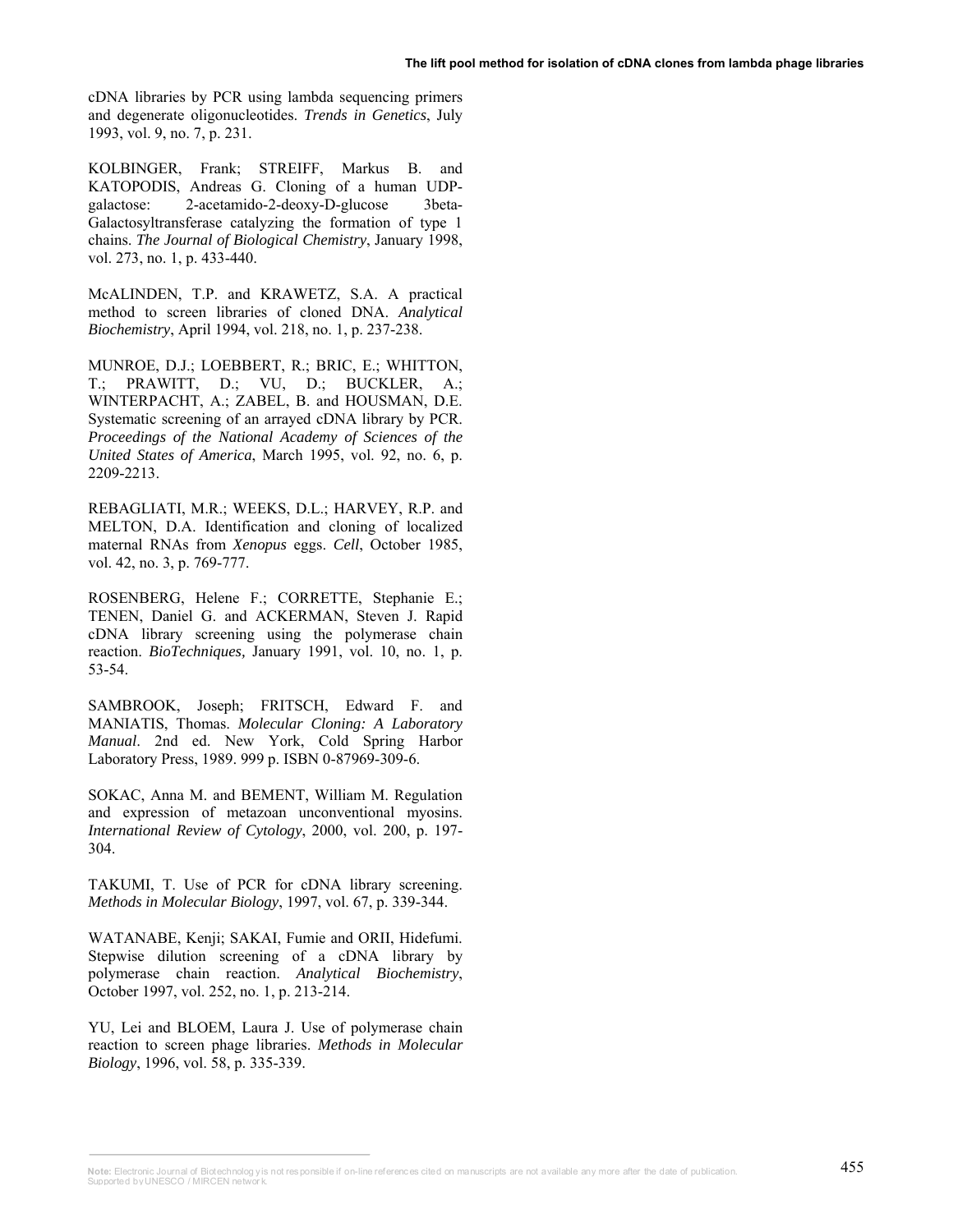cDNA libraries by PCR using lambda sequencing primers and degenerate oligonucleotides. *Trends in Genetics*, July 1993, vol. 9, no. 7, p. 231.

KOLBINGER, Frank; STREIFF, Markus B. and KATOPODIS, Andreas G. Cloning of a human UDP-galactose: 2-acetamido-2-deoxy-D-glucose 3beta-Galactosyltransferase catalyzing the formation of type 1 chains. *The Journal of Biological Chemistry*, January 1998, vol. 273, no. 1, p. 433-440.

McALINDEN, T.P. and KRAWETZ, S.A. A practical method to screen libraries of cloned DNA. *Analytical Biochemistry*, April 1994, vol. 218, no. 1, p. 237-238.

MUNROE, D.J.; LOEBBERT, R.; BRIC, E.; WHITTON, T.; PRAWITT, D.; VU, D.; BUCKLER, A.; WINTERPACHT, A.; ZABEL, B. and HOUSMAN, D.E. Systematic screening of an arrayed cDNA library by PCR. *Proceedings of the National Academy of Sciences of the United States of America*, March 1995, vol. 92, no. 6, p. 2209-2213.

REBAGLIATI, M.R.; WEEKS, D.L.; HARVEY, R.P. and MELTON, D.A. Identification and cloning of localized maternal RNAs from *Xenopus* eggs. *Cell*, October 1985, vol. 42, no. 3, p. 769-777.

ROSENBERG, Helene F.; CORRETTE, Stephanie E.; TENEN, Daniel G. and ACKERMAN, Steven J. Rapid cDNA library screening using the polymerase chain reaction. *BioTechniques,* January 1991, vol. 10, no. 1, p. 53-54.

SAMBROOK, Joseph; FRITSCH, Edward F. and MANIATIS, Thomas. *Molecular Cloning: A Laboratory Manual*. 2nd ed. New York, Cold Spring Harbor Laboratory Press, 1989. 999 p. ISBN 0-87969-309-6.

SOKAC, Anna M. and BEMENT, William M. Regulation and expression of metazoan unconventional myosins. *International Review of Cytology*, 2000, vol. 200, p. 197-304.

TAKUMI, T. Use of PCR for cDNA library screening. *Methods in Molecular Biology*, 1997, vol. 67, p. 339-344.

WATANABE, Kenji; SAKAI, Fumie and ORII, Hidefumi. Stepwise dilution screening of a cDNA library by polymerase chain reaction. *Analytical Biochemistry*, October 1997, vol. 252, no. 1, p. 213-214.

YU, Lei and BLOEM, Laura J. Use of polymerase chain reaction to screen phage libraries. *Methods in Molecular Biology*, 1996, vol. 58, p. 335-339.